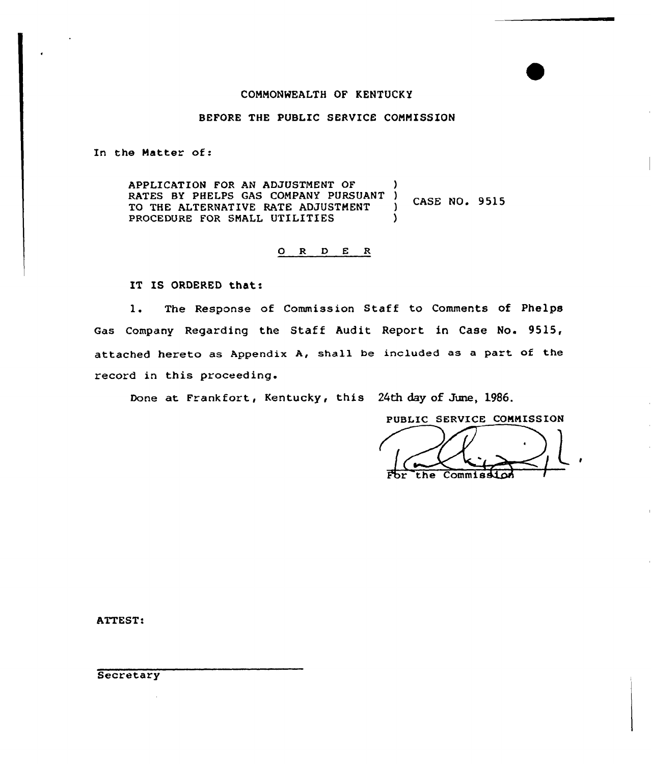COMMONWEALTH OF KENTUCKY

BEFORE THE PUBLIC SERVICE COMMISSION

In the Matter of:

| | | |
|---|---|---|
| APPLICATION FOR AN ADJUSTMENT OF RATES BY PHELPS GAS COMPANY PURSUANT TO THE ALTERNATIVE RATE ADJUSTMENT PROCEDURE FOR SMALL UTILITIES | ) ) ) ) | CASE NO. 9515 |

O R D E R

IT IS ORDERED that:

1. The Response of Commission Staff to Comments of Phelps Gas Company Regarding the Staff Audit Report in Case No. 9515, attached hereto as Appendix A, shall be included as a part of the record in this proceeding.

Done at Frankfort, Kentucky, this 24th day of June, 1986.

PUBLIC SERVICE COMMISSION

For the Commission

ATTEST:

Secretary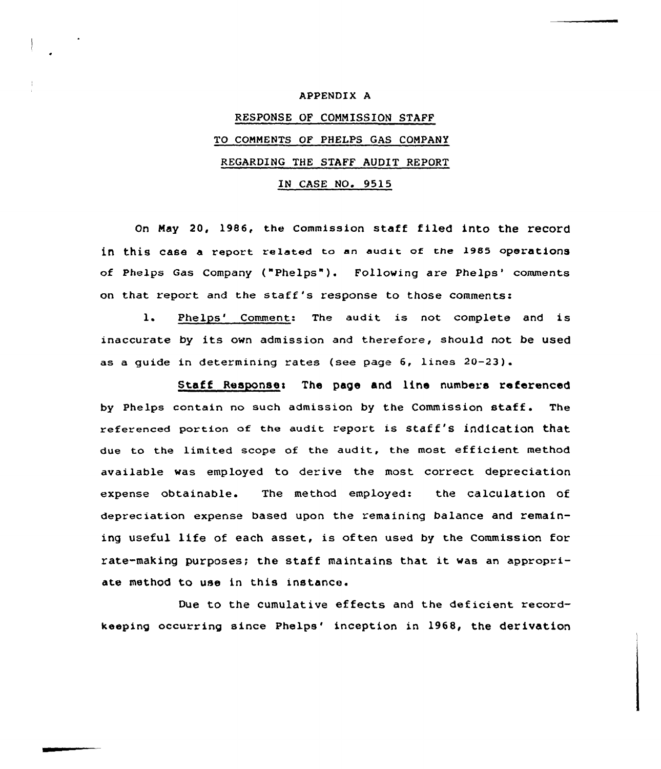APPENDIX A

RESPONSE OF COMMISSION STAFF

TO COMMENTS OF PHELPS GAS COMPANY

REGARDING THE STAFF AUDIT REPORT

IN CASE NO. 9515

On May 20, 1986, the Commission staff filed into the record in this case a report related to an audit of the 1985 operations of Phelps Gas Company ("Phelps"). Following are Phelps' comments on that report and the staff's response to those comments:

1. Phelps' Comment: The audit is not complete and is inaccurate by its own admission and therefore, should not be used as a guide in determining rates (see page 6, lines 20-23).

**Staff Response:** The page and line numbers referenced by Phelps contain no such admission by the Commission staff. The referenced portion of the audit report is staff's indication that due to the limited scope of the audit, the most efficient method available was employed to derive the most correct depreciation expense obtainable. The method employed: the calculation of depreciation expense based upon the remaining balance and remaining useful life of each asset, is often used by the Commission for rate-making purposes; the staff maintains that it was an appropriate method to use in this instance.

Due to the cumulative effects and the deficient recordkeeping occurring since Phelps' inception in 1968, the derivation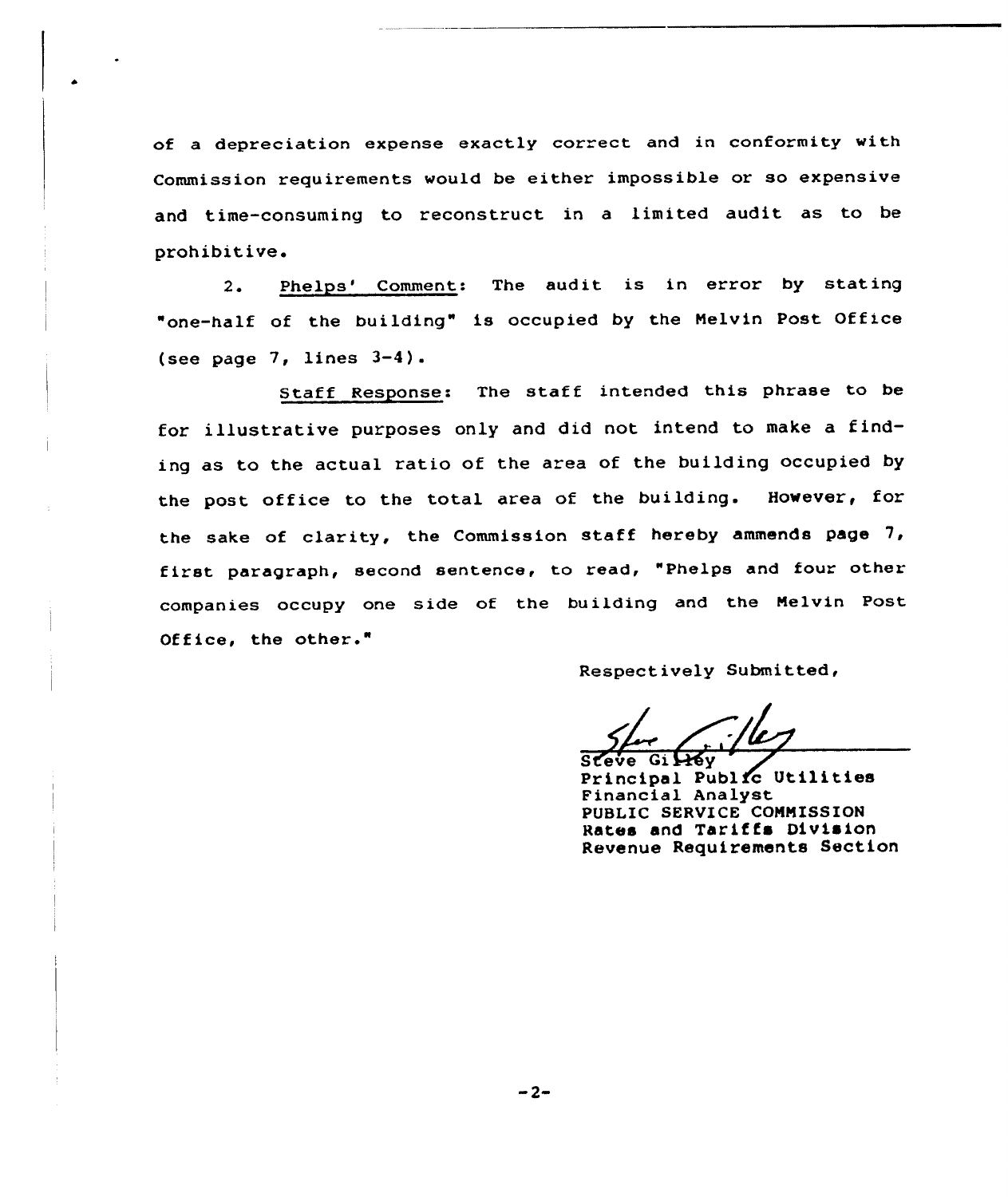of a depreciation expense exactly correct and in conformity with Commission requirements would be either impossible or so expensive and time-consuming to reconstruct in a limited audit as to be prohibitive.

2. Phelps' Comment: The audit is in error by stating "one-half of the building" is occupied by the Melvin Post Office (see page 7, lines 3-4).

Staff Response: The staff intended this phrase to be for illustrative purposes only and did not intend to make a finding as to the actual ratio of the area of the building occupied by the post office to the total area of the building. However, for the sake of clarity, the Commission staff hereby ammends page 7, first paragraph, second sentence, to read, "Phelps and four other companies occupy one side of the building and the Melvin Post Office, the other."

Respectively Submitted,

Steve Gilley
Principal Public Utilities
Financial Analyst
PUBLIC SERVICE COMMISSION
Rates and Tariffs Division
Revenue Requirements Section